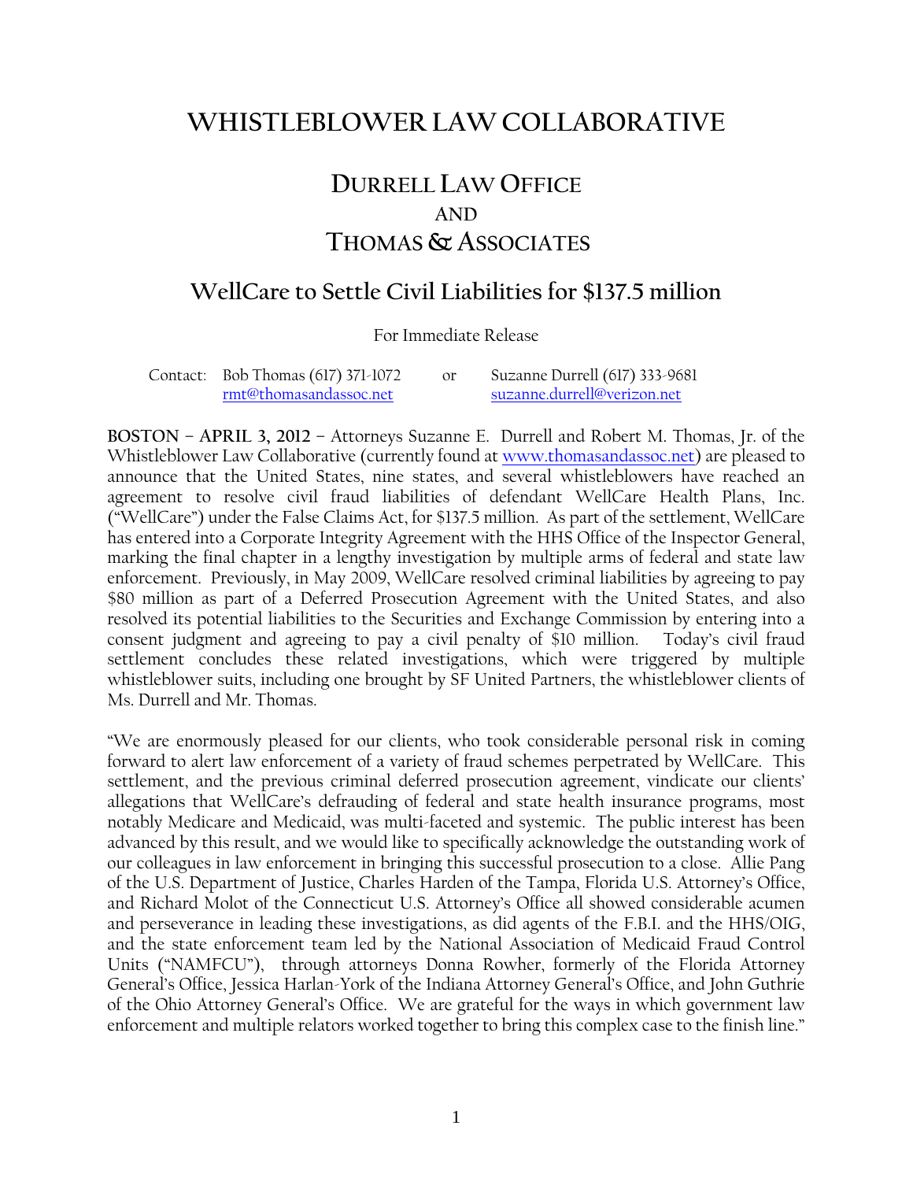# WHISTLEBLOWER LAW COLLABORATIVE

## DURRELL LAW OFFICE
AND
## THOMAS & ASSOCIATES

## WellCare to Settle Civil Liabilities for $137.5 million

For Immediate Release

Contact: Bob Thomas (617) 371-1072 rmt@thomasandassoc.net or Suzanne Durrell (617) 333-9681 suzanne.durrell@verizon.net

**BOSTON – APRIL 3, 2012** – Attorneys Suzanne E. Durrell and Robert M. Thomas, Jr. of the Whistleblower Law Collaborative (currently found at www.thomasandassoc.net) are pleased to announce that the United States, nine states, and several whistleblowers have reached an agreement to resolve civil fraud liabilities of defendant WellCare Health Plans, Inc. ("WellCare") under the False Claims Act, for $137.5 million. As part of the settlement, WellCare has entered into a Corporate Integrity Agreement with the HHS Office of the Inspector General, marking the final chapter in a lengthy investigation by multiple arms of federal and state law enforcement. Previously, in May 2009, WellCare resolved criminal liabilities by agreeing to pay $80 million as part of a Deferred Prosecution Agreement with the United States, and also resolved its potential liabilities to the Securities and Exchange Commission by entering into a consent judgment and agreeing to pay a civil penalty of $10 million. Today's civil fraud settlement concludes these related investigations, which were triggered by multiple whistleblower suits, including one brought by SF United Partners, the whistleblower clients of Ms. Durrell and Mr. Thomas.

"We are enormously pleased for our clients, who took considerable personal risk in coming forward to alert law enforcement of a variety of fraud schemes perpetrated by WellCare. This settlement, and the previous criminal deferred prosecution agreement, vindicate our clients' allegations that WellCare's defrauding of federal and state health insurance programs, most notably Medicare and Medicaid, was multi-faceted and systemic. The public interest has been advanced by this result, and we would like to specifically acknowledge the outstanding work of our colleagues in law enforcement in bringing this successful prosecution to a close. Allie Pang of the U.S. Department of Justice, Charles Harden of the Tampa, Florida U.S. Attorney's Office, and Richard Molot of the Connecticut U.S. Attorney's Office all showed considerable acumen and perseverance in leading these investigations, as did agents of the F.B.I. and the HHS/OIG, and the state enforcement team led by the National Association of Medicaid Fraud Control Units ("NAMFCU"), through attorneys Donna Rowher, formerly of the Florida Attorney General's Office, Jessica Harlan-York of the Indiana Attorney General's Office, and John Guthrie of the Ohio Attorney General's Office. We are grateful for the ways in which government law enforcement and multiple relators worked together to bring this complex case to the finish line."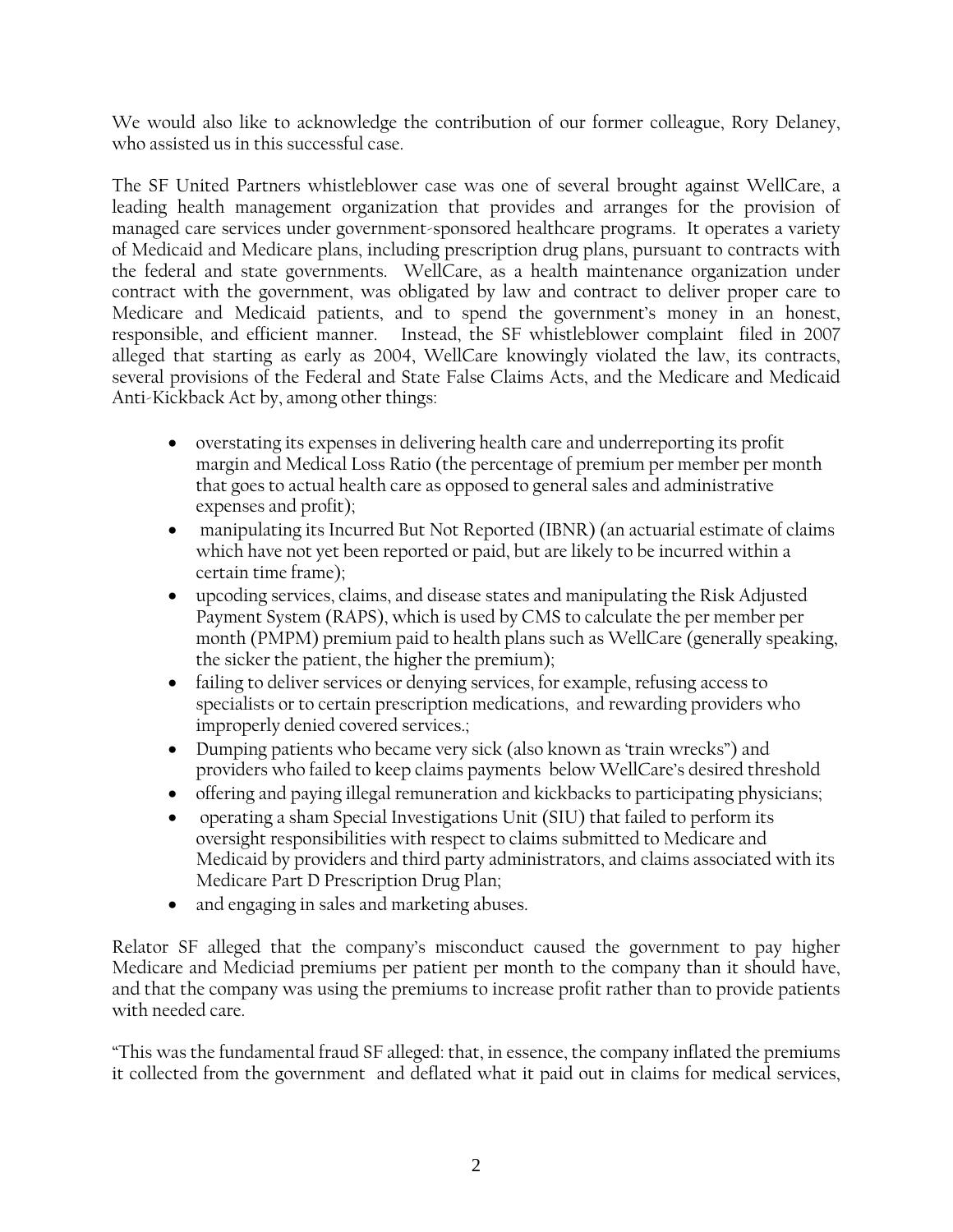We would also like to acknowledge the contribution of our former colleague, Rory Delaney, who assisted us in this successful case.

The SF United Partners whistleblower case was one of several brought against WellCare, a leading health management organization that provides and arranges for the provision of managed care services under government-sponsored healthcare programs. It operates a variety of Medicaid and Medicare plans, including prescription drug plans, pursuant to contracts with the federal and state governments. WellCare, as a health maintenance organization under contract with the government, was obligated by law and contract to deliver proper care to Medicare and Medicaid patients, and to spend the government's money in an honest, responsible, and efficient manner. Instead, the SF whistleblower complaint filed in 2007 alleged that starting as early as 2004, WellCare knowingly violated the law, its contracts, several provisions of the Federal and State False Claims Acts, and the Medicare and Medicaid Anti-Kickback Act by, among other things:

- overstating its expenses in delivering health care and underreporting its profit margin and Medical Loss Ratio (the percentage of premium per member per month that goes to actual health care as opposed to general sales and administrative expenses and profit);
- manipulating its Incurred But Not Reported (IBNR) (an actuarial estimate of claims which have not yet been reported or paid, but are likely to be incurred within a certain time frame);
- upcoding services, claims, and disease states and manipulating the Risk Adjusted Payment System (RAPS), which is used by CMS to calculate the per member per month (PMPM) premium paid to health plans such as WellCare (generally speaking, the sicker the patient, the higher the premium);
- failing to deliver services or denying services, for example, refusing access to specialists or to certain prescription medications, and rewarding providers who improperly denied covered services.;
- Dumping patients who became very sick (also known as 'train wrecks") and providers who failed to keep claims payments below WellCare's desired threshold
- offering and paying illegal remuneration and kickbacks to participating physicians;
- operating a sham Special Investigations Unit (SIU) that failed to perform its oversight responsibilities with respect to claims submitted to Medicare and Medicaid by providers and third party administrators, and claims associated with its Medicare Part D Prescription Drug Plan;
- and engaging in sales and marketing abuses.

Relator SF alleged that the company's misconduct caused the government to pay higher Medicare and Mediciad premiums per patient per month to the company than it should have, and that the company was using the premiums to increase profit rather than to provide patients with needed care.

"This was the fundamental fraud SF alleged: that, in essence, the company inflated the premiums it collected from the government and deflated what it paid out in claims for medical services,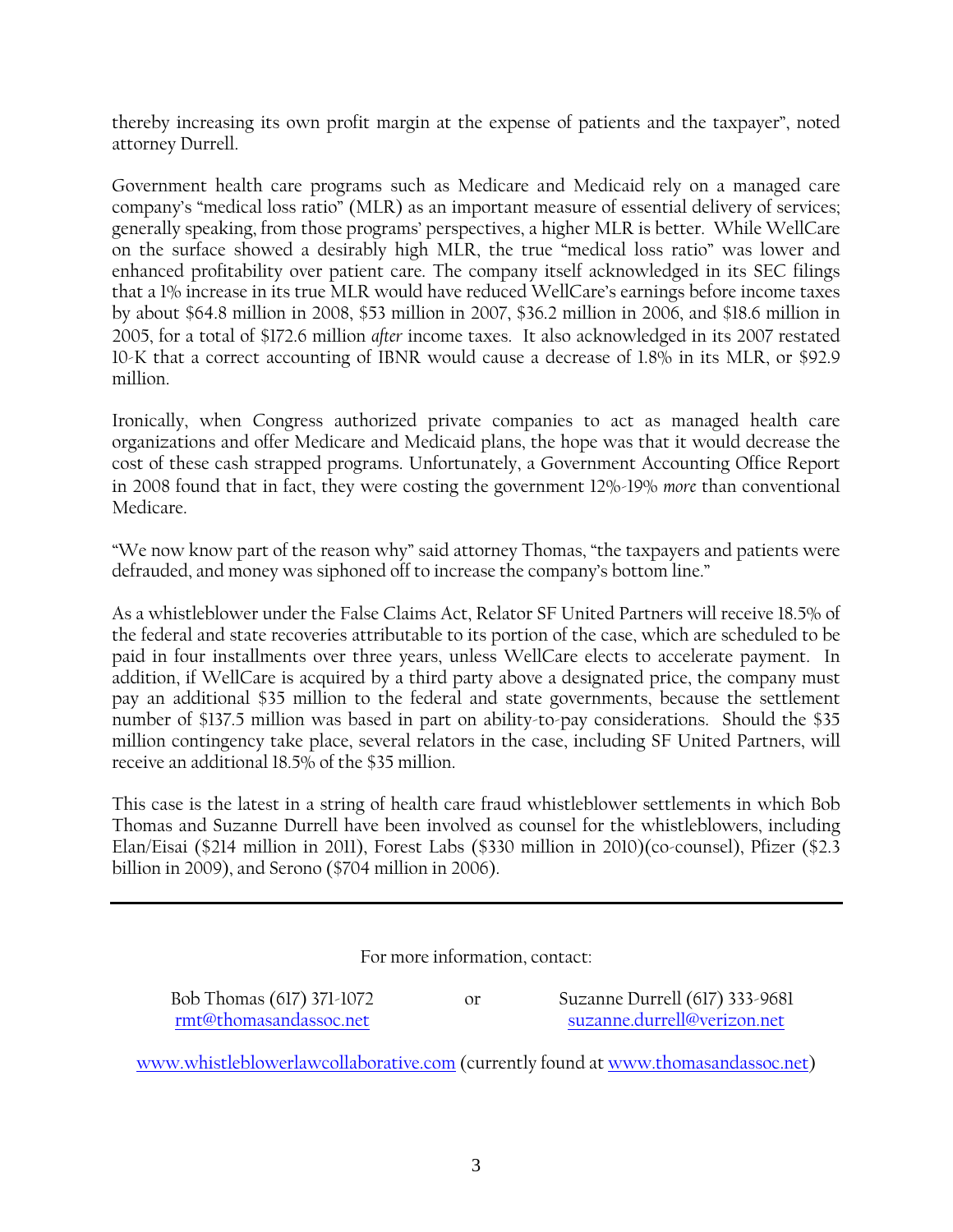thereby increasing its own profit margin at the expense of patients and the taxpayer", noted attorney Durrell.

Government health care programs such as Medicare and Medicaid rely on a managed care company's "medical loss ratio" (MLR) as an important measure of essential delivery of services; generally speaking, from those programs' perspectives, a higher MLR is better. While WellCare on the surface showed a desirably high MLR, the true "medical loss ratio" was lower and enhanced profitability over patient care. The company itself acknowledged in its SEC filings that a 1% increase in its true MLR would have reduced WellCare's earnings before income taxes by about \$64.8 million in 2008, \$53 million in 2007, \$36.2 million in 2006, and \$18.6 million in 2005, for a total of \$172.6 million *after* income taxes. It also acknowledged in its 2007 restated 10-K that a correct accounting of IBNR would cause a decrease of 1.8% in its MLR, or \$92.9 million.

Ironically, when Congress authorized private companies to act as managed health care organizations and offer Medicare and Medicaid plans, the hope was that it would decrease the cost of these cash strapped programs. Unfortunately, a Government Accounting Office Report in 2008 found that in fact, they were costing the government 12%-19% *more* than conventional Medicare.

"We now know part of the reason why" said attorney Thomas, "the taxpayers and patients were defrauded, and money was siphoned off to increase the company's bottom line."

As a whistleblower under the False Claims Act, Relator SF United Partners will receive 18.5% of the federal and state recoveries attributable to its portion of the case, which are scheduled to be paid in four installments over three years, unless WellCare elects to accelerate payment. In addition, if WellCare is acquired by a third party above a designated price, the company must pay an additional \$35 million to the federal and state governments, because the settlement number of \$137.5 million was based in part on ability-to-pay considerations. Should the \$35 million contingency take place, several relators in the case, including SF United Partners, will receive an additional 18.5% of the \$35 million.

This case is the latest in a string of health care fraud whistleblower settlements in which Bob Thomas and Suzanne Durrell have been involved as counsel for the whistleblowers, including Elan/Eisai (\$214 million in 2011), Forest Labs (\$330 million in 2010)(co-counsel), Pfizer (\$2.3 billion in 2009), and Serono (\$704 million in 2006).

---

For more information, contact:

Bob Thomas (617) 371-1072
rmt@thomasandassoc.net

or

Suzanne Durrell (617) 333-9681
suzanne.durrell@verizon.net

www.whistleblowerlawcollaborative.com (currently found at www.thomasandassoc.net)